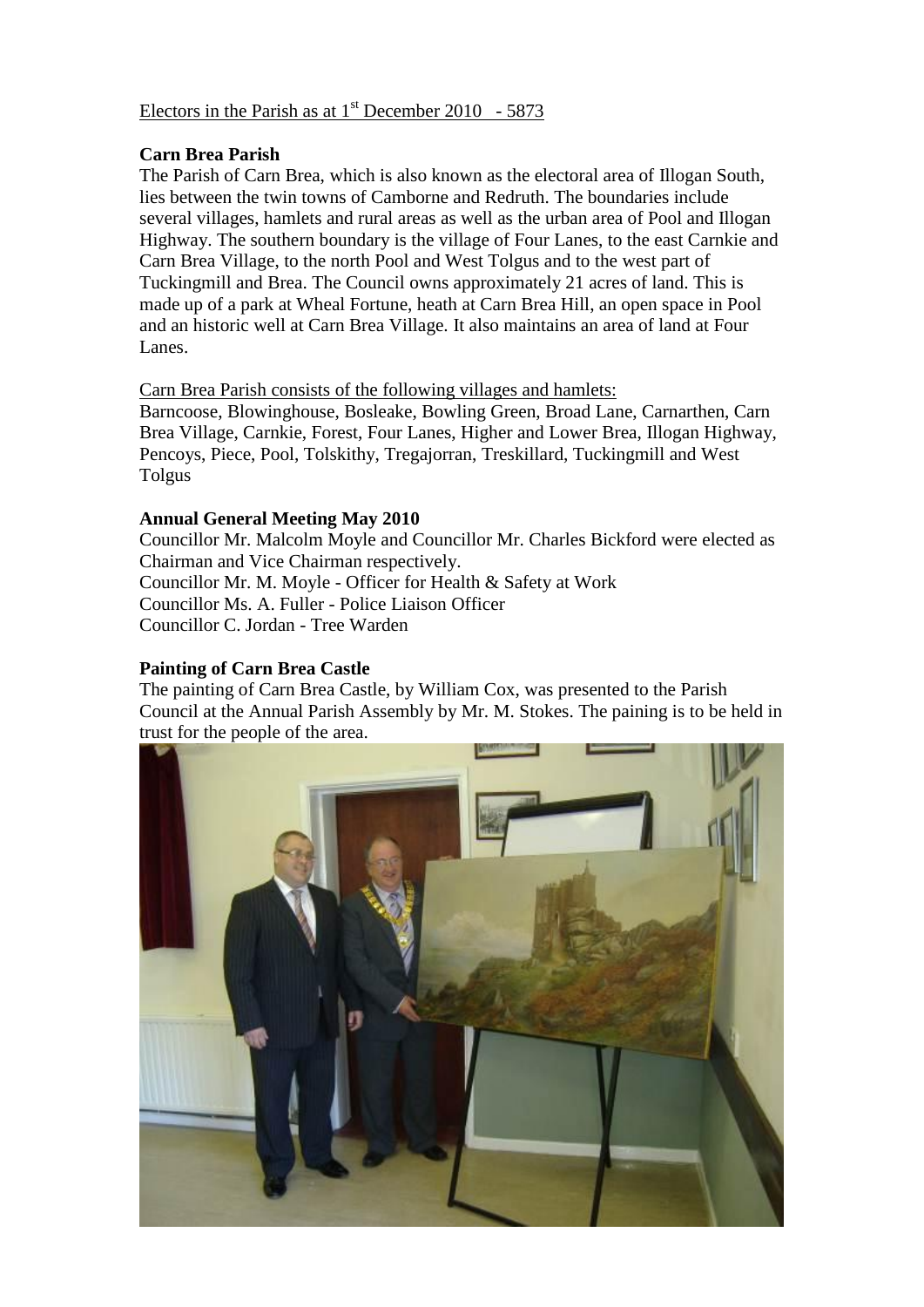Electors in the Parish as at 1st December 2010 - 5873

**Carn Brea Parish**

The Parish of Carn Brea, which is also known as the electoral area of Illogan South, lies between the twin towns of Camborne and Redruth. The boundaries include several villages, hamlets and rural areas as well as the urban area of Pool and Illogan Highway. The southern boundary is the village of Four Lanes, to the east Carnkie and Carn Brea Village, to the north Pool and West Tolgus and to the west part of Tuckingmill and Brea. The Council owns approximately 21 acres of land. This is made up of a park at Wheal Fortune, heath at Carn Brea Hill, an open space in Pool and an historic well at Carn Brea Village. It also maintains an area of land at Four Lanes.

Carn Brea Parish consists of the following villages and hamlets:

Barncoose, Blowinghouse, Bosleake, Bowling Green, Broad Lane, Carnarthen, Carn Brea Village, Carnkie, Forest, Four Lanes, Higher and Lower Brea, Illogan Highway, Pencoys, Piece, Pool, Tolskithy, Tregajorran, Treskillard, Tuckingmill and West Tolgus

**Annual General Meeting May 2010**

Councillor Mr. Malcolm Moyle and Councillor Mr. Charles Bickford were elected as Chairman and Vice Chairman respectively.
Councillor Mr. M. Moyle - Officer for Health & Safety at Work
Councillor Ms. A. Fuller - Police Liaison Officer
Councillor C. Jordan - Tree Warden

**Painting of Carn Brea Castle**

The painting of Carn Brea Castle, by William Cox, was presented to the Parish Council at the Annual Parish Assembly by Mr. M. Stokes. The paining is to be held in trust for the people of the area.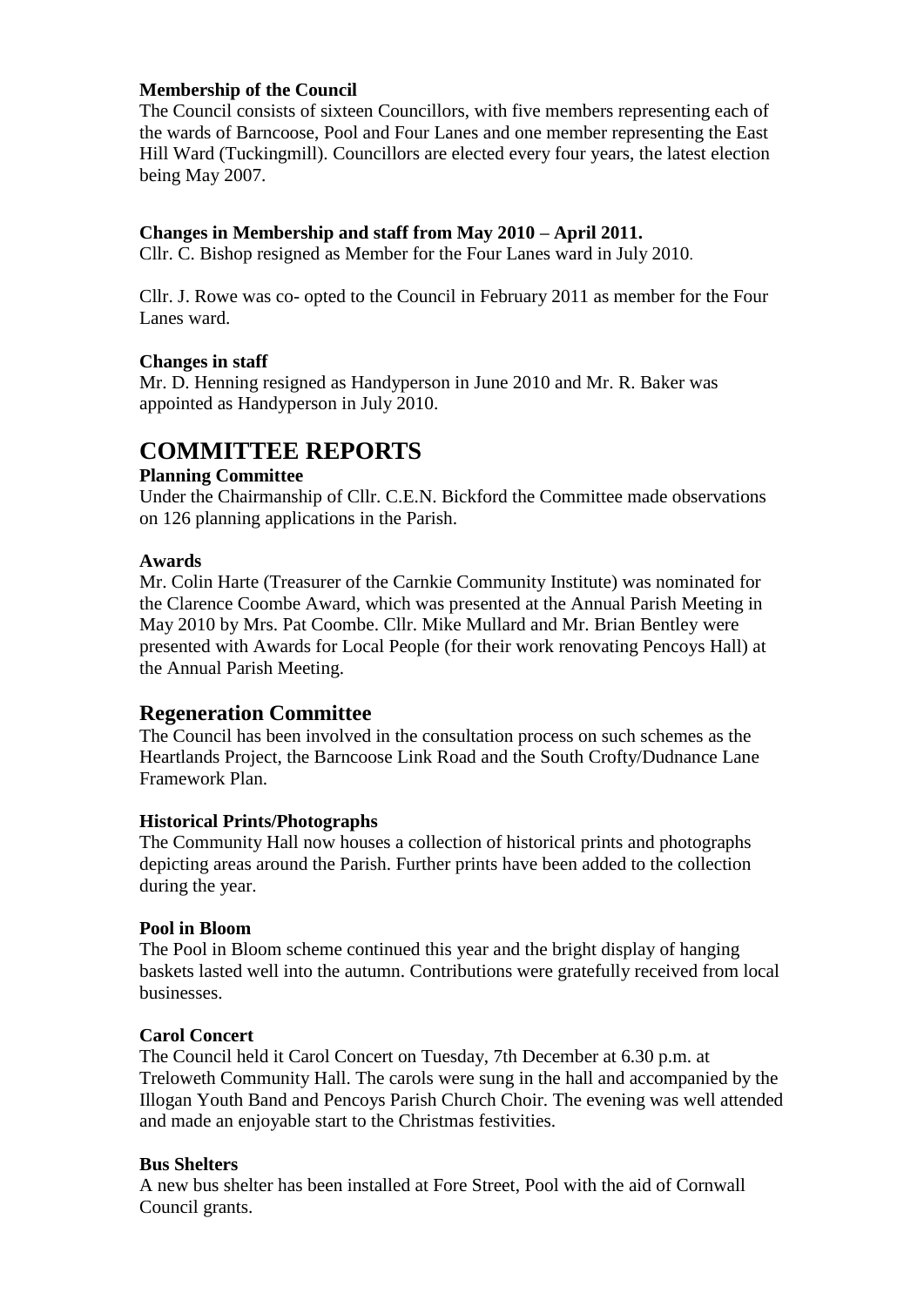**Membership of the Council**

The Council consists of sixteen Councillors, with five members representing each of the wards of Barncoose, Pool and Four Lanes and one member representing the East Hill Ward (Tuckingmill). Councillors are elected every four years, the latest election being May 2007.

**Changes in Membership and staff from May 2010 – April 2011.**

Cllr. C. Bishop resigned as Member for the Four Lanes ward in July 2010.

Cllr. J. Rowe was co- opted to the Council in February 2011 as member for the Four Lanes ward.

**Changes in staff**

Mr. D. Henning resigned as Handyperson in June 2010 and Mr. R. Baker was appointed as Handyperson in July 2010.

# COMMITTEE REPORTS

**Planning Committee**

Under the Chairmanship of Cllr. C.E.N. Bickford the Committee made observations on 126 planning applications in the Parish.

**Awards**

Mr. Colin Harte (Treasurer of the Carnkie Community Institute) was nominated for the Clarence Coombe Award, which was presented at the Annual Parish Meeting in May 2010 by Mrs. Pat Coombe. Cllr. Mike Mullard and Mr. Brian Bentley were presented with Awards for Local People (for their work renovating Pencoys Hall) at the Annual Parish Meeting.

## Regeneration Committee

The Council has been involved in the consultation process on such schemes as the Heartlands Project, the Barncoose Link Road and the South Crofty/Dudnance Lane Framework Plan.

**Historical Prints/Photographs**

The Community Hall now houses a collection of historical prints and photographs depicting areas around the Parish. Further prints have been added to the collection during the year.

**Pool in Bloom**

The Pool in Bloom scheme continued this year and the bright display of hanging baskets lasted well into the autumn. Contributions were gratefully received from local businesses.

**Carol Concert**

The Council held it Carol Concert on Tuesday, 7th December at 6.30 p.m. at Treloweth Community Hall. The carols were sung in the hall and accompanied by the Illogan Youth Band and Pencoys Parish Church Choir. The evening was well attended and made an enjoyable start to the Christmas festivities.

**Bus Shelters**

A new bus shelter has been installed at Fore Street, Pool with the aid of Cornwall Council grants.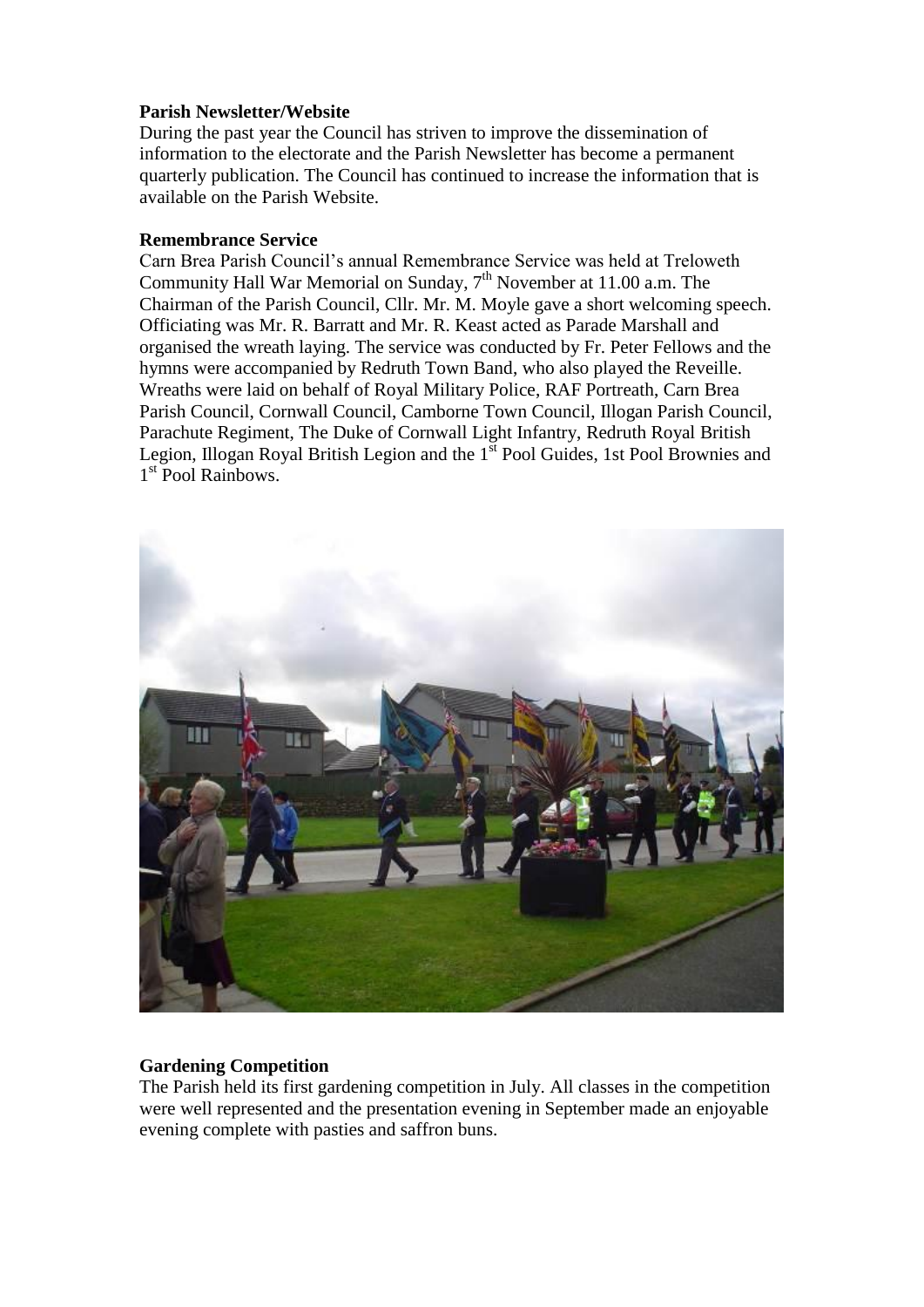**Parish Newsletter/Website**

During the past year the Council has striven to improve the dissemination of information to the electorate and the Parish Newsletter has become a permanent quarterly publication. The Council has continued to increase the information that is available on the Parish Website.

**Remembrance Service**

Carn Brea Parish Council's annual Remembrance Service was held at Treloweth Community Hall War Memorial on Sunday, 7th November at 11.00 a.m. The Chairman of the Parish Council, Cllr. Mr. M. Moyle gave a short welcoming speech. Officiating was Mr. R. Barratt and Mr. R. Keast acted as Parade Marshall and organised the wreath laying. The service was conducted by Fr. Peter Fellows and the hymns were accompanied by Redruth Town Band, who also played the Reveille. Wreaths were laid on behalf of Royal Military Police, RAF Portreath, Carn Brea Parish Council, Cornwall Council, Camborne Town Council, Illogan Parish Council, Parachute Regiment, The Duke of Cornwall Light Infantry, Redruth Royal British Legion, Illogan Royal British Legion and the 1st Pool Guides, 1st Pool Brownies and 1st Pool Rainbows.

**Gardening Competition**

The Parish held its first gardening competition in July. All classes in the competition were well represented and the presentation evening in September made an enjoyable evening complete with pasties and saffron buns.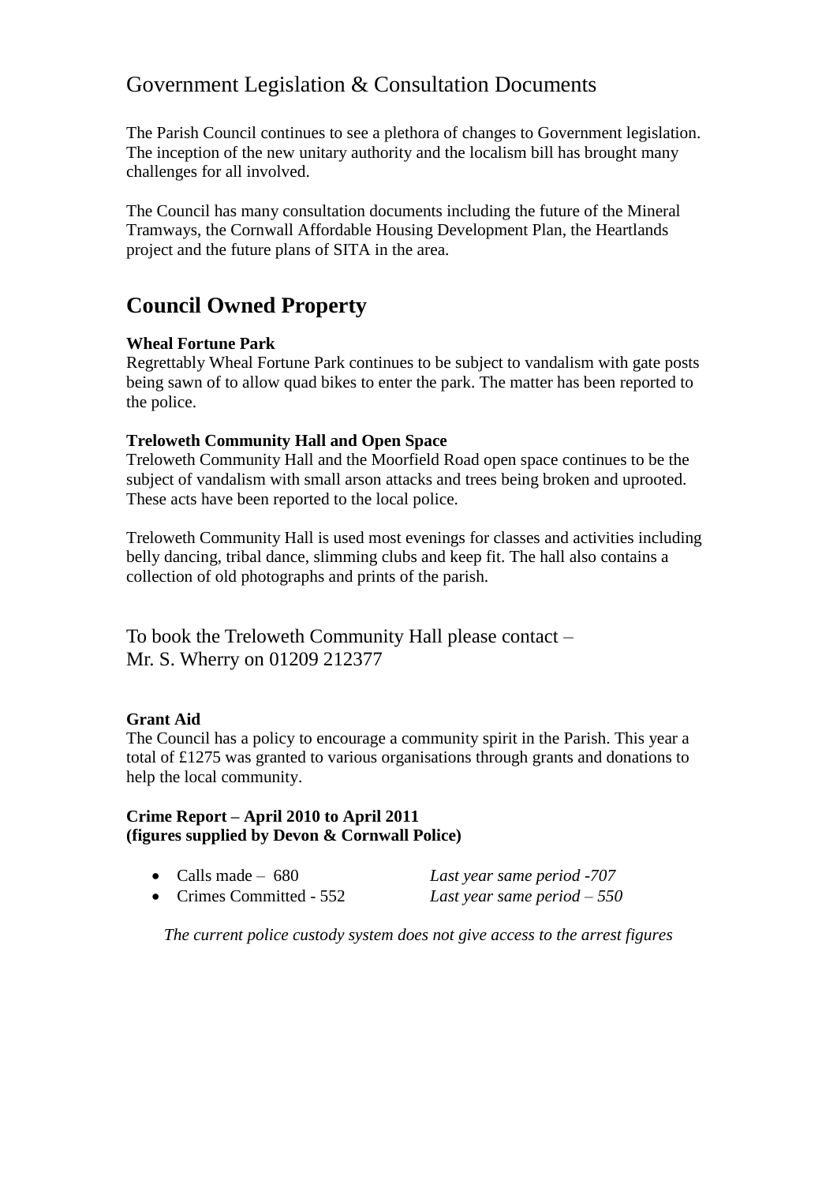## Government Legislation & Consultation Documents

The Parish Council continues to see a plethora of changes to Government legislation. The inception of the new unitary authority and the localism bill has brought many challenges for all involved.

The Council has many consultation documents including the future of the Mineral Tramways, the Cornwall Affordable Housing Development Plan, the Heartlands project and the future plans of SITA in the area.

# Council Owned Property

**Wheal Fortune Park**

Regrettably Wheal Fortune Park continues to be subject to vandalism with gate posts being sawn of to allow quad bikes to enter the park. The matter has been reported to the police.

**Treloweth Community Hall and Open Space**

Treloweth Community Hall and the Moorfield Road open space continues to be the subject of vandalism with small arson attacks and trees being broken and uprooted. These acts have been reported to the local police.

Treloweth Community Hall is used most evenings for classes and activities including belly dancing, tribal dance, slimming clubs and keep fit. The hall also contains a collection of old photographs and prints of the parish.

To book the Treloweth Community Hall please contact –
Mr. S. Wherry on 01209 212377

**Grant Aid**

The Council has a policy to encourage a community spirit in the Parish. This year a total of £1275 was granted to various organisations through grants and donations to help the local community.

**Crime Report – April 2010 to April 2011**
**(figures supplied by Devon & Cornwall Police)**

- Calls made – 680 *Last year same period -707*
- Crimes Committed - 552 *Last year same period – 550*

*The current police custody system does not give access to the arrest figures*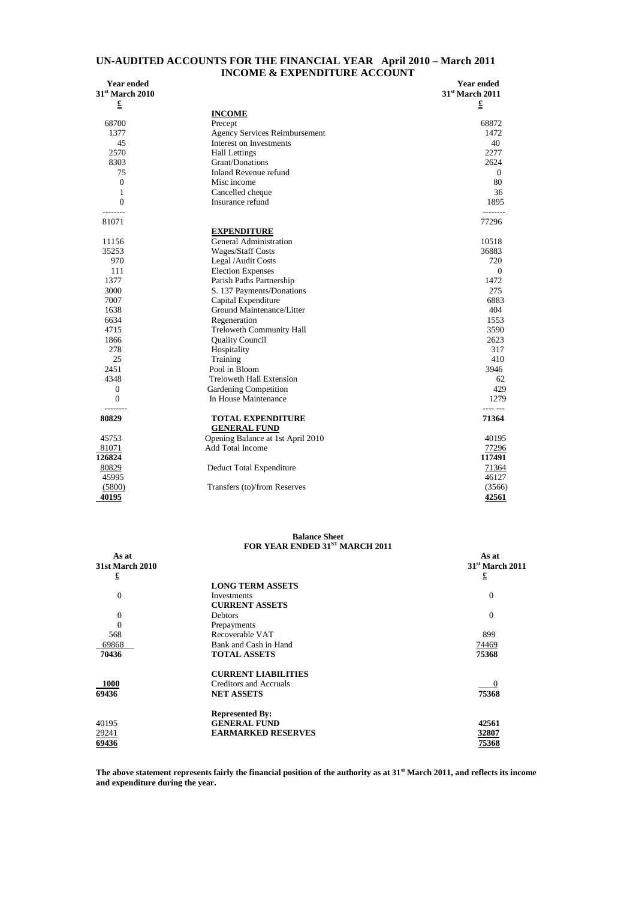## UN-AUDITED ACCOUNTS FOR THE FINANCIAL YEAR April 2010 – March 2011

### INCOME & EXPENDITURE ACCOUNT

| Year ended 31st March 2010 £ | | Year ended 31st March 2011 £ |
|---|---|---|
| | **INCOME** | |
| 68700 | Precept | 68872 |
| 1377 | Agency Services Reimbursement | 1472 |
| 45 | Interest on Investments | 40 |
| 2570 | Hall Lettings | 2277 |
| 8303 | Grant/Donations | 2624 |
| 75 | Inland Revenue refund | 0 |
| 0 | Misc income | 80 |
| 1 | Cancelled cheque | 36 |
| 0 | Insurance refund | 1895 |
| 81071 | | 77296 |
| | **EXPENDITURE** | |
| 11156 | General Administration | 10518 |
| 35253 | Wages/Staff Costs | 36883 |
| 970 | Legal /Audit Costs | 720 |
| 111 | Election Expenses | 0 |
| 1377 | Parish Paths Partnership | 1472 |
| 3000 | S. 137 Payments/Donations | 275 |
| 7007 | Capital Expenditure | 6883 |
| 1638 | Ground Maintenance/Litter | 404 |
| 6634 | Regeneration | 1553 |
| 4715 | Treloweth Community Hall | 3590 |
| 1866 | Quality Council | 2623 |
| 278 | Hospitality | 317 |
| 25 | Training | 410 |
| 2451 | Pool in Bloom | 3946 |
| 4348 | Treloweth Hall Extension | 62 |
| 0 | Gardening Competition | 429 |
| 0 | In House Maintenance | 1279 |
| **80829** | **TOTAL EXPENDITURE** | **71364** |
| | **GENERAL FUND** | |
| 45753 | Opening Balance at 1st April 2010 | 40195 |
| 81071 | Add Total Income | 77296 |
| **126824** | | **117491** |
| 80829 | Deduct Total Expenditure | 71364 |
| 45995 | | 46127 |
| (5800) | Transfers (to)/from Reserves | (3566) |
| **40195** | | **42561** |

### Balance Sheet
### FOR YEAR ENDED 31ST MARCH 2011

| As at 31st March 2010 £ | | As at 31st March 2011 £ |
|---|---|---|
| | **LONG TERM ASSETS** | |
| 0 | Investments | 0 |
| | **CURRENT ASSETS** | |
| 0 | Debtors | 0 |
| 0 | Prepayments | |
| 568 | Recoverable VAT | 899 |
| 69868 | Bank and Cash in Hand | 74469 |
| **70436** | **TOTAL ASSETS** | **75368** |
| | **CURRENT LIABILITIES** | |
| **1000** | Creditors and Accruals | 0 |
| **69436** | **NET ASSETS** | **75368** |
| | **Represented By:** | |
| 40195 | **GENERAL FUND** | **42561** |
| 29241 | **EARMARKED RESERVES** | **32807** |
| **69436** | | **75368** |

**The above statement represents fairly the financial position of the authority as at 31st March 2011, and reflects its income and expenditure during the year.**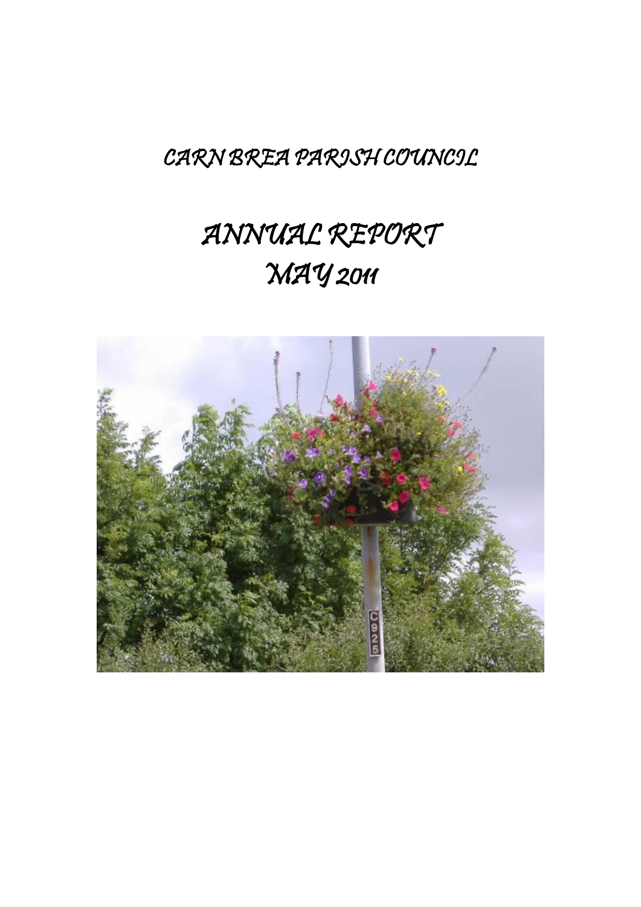# CARN BREA PARISH COUNCIL

# ANNUAL REPORT
# MAY 2011